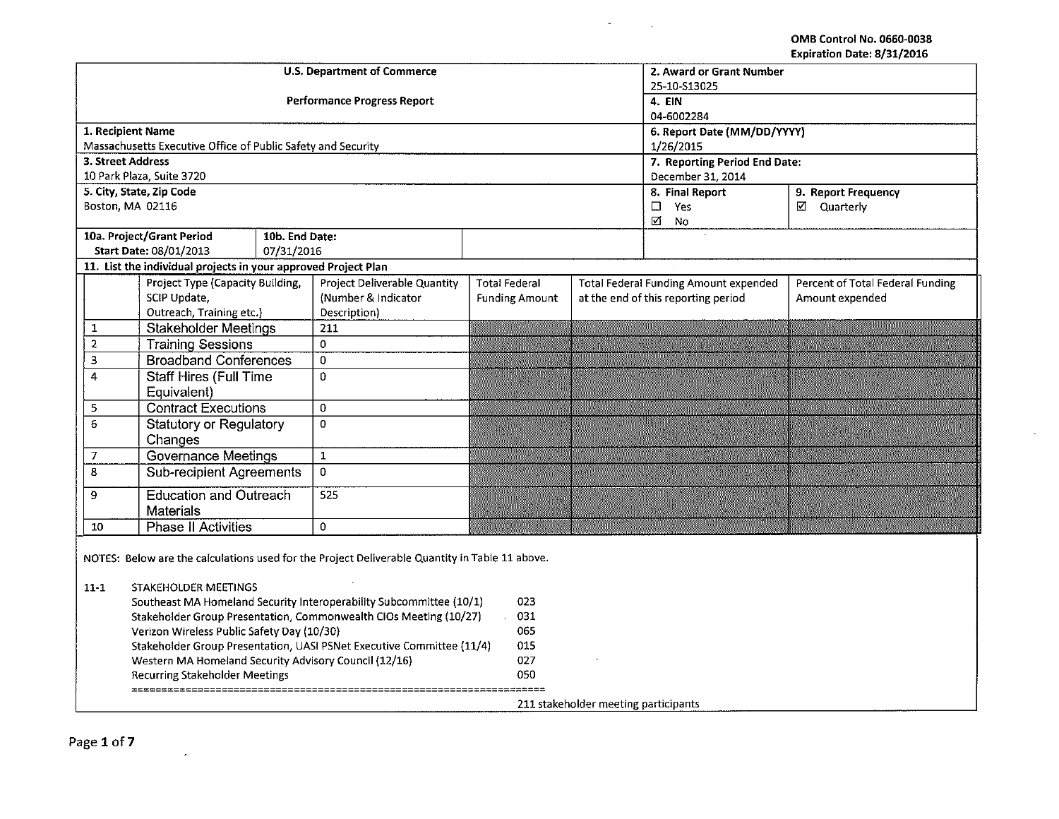OMB Control No. 0660-0038
Expiration Date: 8/31/2016

| U.S. Department of Commerce<br>Performance Progress Report | 2. Award or Grant Number<br>25-10-S13025 | |
|---|---|---|
| | 4. EIN<br>04-6002284 | |
| 1. Recipient Name<br>Massachusetts Executive Office of Public Safety and Security | 6. Report Date (MM/DD/YYYY)<br>1/26/2015 | |
| 3. Street Address<br>10 Park Plaza, Suite 3720 | 7. Reporting Period End Date:<br>December 31, 2014 | |
| 5. City, State, Zip Code<br>Boston, MA 02116 | 8. Final Report<br>☐ Yes<br>☑ No | 9. Report Frequency<br>☑ Quarterly |
| 10a. Project/Grant Period Start Date: 08/01/2013 | 10b. End Date: 07/31/2016 | |

**11. List the individual projects in your approved Project Plan**

| | Project Type (Capacity Building, SCIP Update, Outreach, Training etc.) | Project Deliverable Quantity (Number & Indicator Description) | Total Federal Funding Amount | Total Federal Funding Amount expended at the end of this reporting period | Percent of Total Federal Funding Amount expended |
|---|---|---|---|---|---|
| 1 | Stakeholder Meetings | 211 | | | |
| 2 | Training Sessions | 0 | | | |
| 3 | Broadband Conferences | 0 | | | |
| 4 | Staff Hires (Full Time Equivalent) | 0 | | | |
| 5 | Contract Executions | 0 | | | |
| 6 | Statutory or Regulatory Changes | 0 | | | |
| 7 | Governance Meetings | 1 | | | |
| 8 | Sub-recipient Agreements | 0 | | | |
| 9 | Education and Outreach Materials | 525 | | | |
| 10 | Phase II Activities | 0 | | | |

NOTES: Below are the calculations used for the Project Deliverable Quantity in Table 11 above.

11-1 STAKEHOLDER MEETINGS

| | |
|---|---|
| Southeast MA Homeland Security Interoperability Subcommittee (10/1) | 023 |
| Stakeholder Group Presentation, Commonwealth CIOs Meeting (10/27) | 031 |
| Verizon Wireless Public Safety Day (10/30) | 065 |
| Stakeholder Group Presentation, UASI PSNet Executive Committee (11/4) | 015 |
| Western MA Homeland Security Advisory Council (12/16) | 027 |
| Recurring Stakeholder Meetings | 050 |

==================================================================

211 stakeholder meeting participants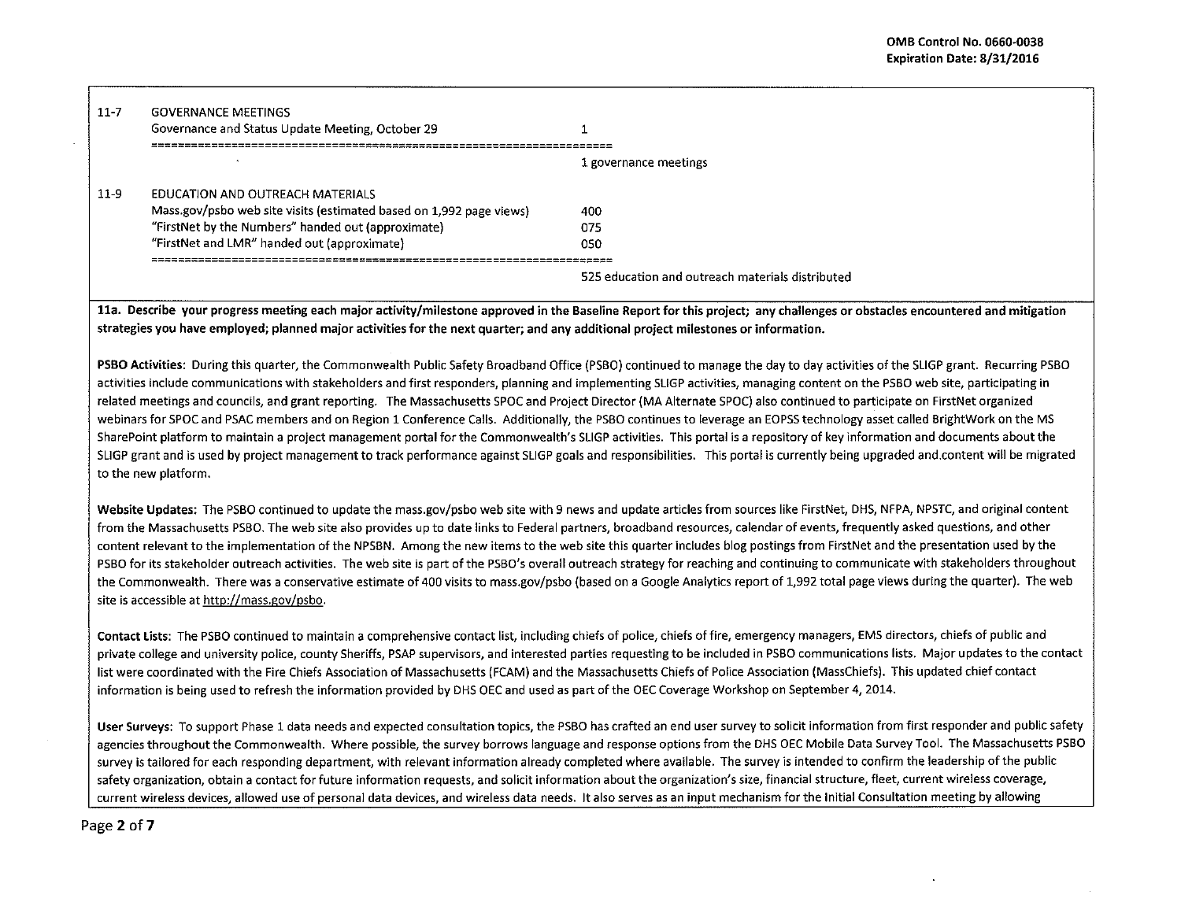| | | |
|---|---|---|
| 11-7 | GOVERNANCE MEETINGS | |
| | Governance and Status Update Meeting, October 29 | 1 |
| | ==================================================================== | |
| | | 1 governance meetings |
| 11-9 | EDUCATION AND OUTREACH MATERIALS | |
| | Mass.gov/psbo web site visits (estimated based on 1,992 page views) | 400 |
| | "FirstNet by the Numbers" handed out (approximate) | 075 |
| | "FirstNet and LMR" handed out (approximate) | 050 |
| | ==================================================================== | |
| | | 525 education and outreach materials distributed |

**11a. Describe your progress meeting each major activity/milestone approved in the Baseline Report for this project; any challenges or obstacles encountered and mitigation strategies you have employed; planned major activities for the next quarter; and any additional project milestones or information.**

**PSBO Activities**: During this quarter, the Commonwealth Public Safety Broadband Office (PSBO) continued to manage the day to day activities of the SLIGP grant. Recurring PSBO activities include communications with stakeholders and first responders, planning and implementing SLIGP activities, managing content on the PSBO web site, participating in related meetings and councils, and grant reporting. The Massachusetts SPOC and Project Director (MA Alternate SPOC) also continued to participate on FirstNet organized webinars for SPOC and PSAC members and on Region 1 Conference Calls. Additionally, the PSBO continues to leverage an EOPSS technology asset called BrightWork on the MS SharePoint platform to maintain a project management portal for the Commonwealth's SLIGP activities. This portal is a repository of key information and documents about the SLIGP grant and is used by project management to track performance against SLIGP goals and responsibilities. This portal is currently being upgraded and content will be migrated to the new platform.

**Website Updates:** The PSBO continued to update the mass.gov/psbo web site with 9 news and update articles from sources like FirstNet, DHS, NFPA, NPSTC, and original content from the Massachusetts PSBO. The web site also provides up to date links to Federal partners, broadband resources, calendar of events, frequently asked questions, and other content relevant to the implementation of the NPSBN. Among the new items to the web site this quarter includes blog postings from FirstNet and the presentation used by the PSBO for its stakeholder outreach activities. The web site is part of the PSBO's overall outreach strategy for reaching and continuing to communicate with stakeholders throughout the Commonwealth. There was a conservative estimate of 400 visits to mass.gov/psbo (based on a Google Analytics report of 1,992 total page views during the quarter). The web site is accessible at http://mass.gov/psbo.

**Contact Lists:** The PSBO continued to maintain a comprehensive contact list, including chiefs of police, chiefs of fire, emergency managers, EMS directors, chiefs of public and private college and university police, county Sheriffs, PSAP supervisors, and interested parties requesting to be included in PSBO communications lists. Major updates to the contact list were coordinated with the Fire Chiefs Association of Massachusetts (FCAM) and the Massachusetts Chiefs of Police Association (MassChiefs). This updated chief contact information is being used to refresh the information provided by DHS OEC and used as part of the OEC Coverage Workshop on September 4, 2014.

**User Surveys:** To support Phase 1 data needs and expected consultation topics, the PSBO has crafted an end user survey to solicit information from first responder and public safety agencies throughout the Commonwealth. Where possible, the survey borrows language and response options from the DHS OEC Mobile Data Survey Tool. The Massachusetts PSBO survey is tailored for each responding department, with relevant information already completed where available. The survey is intended to confirm the leadership of the public safety organization, obtain a contact for future information requests, and solicit information about the organization's size, financial structure, fleet, current wireless coverage, current wireless devices, allowed use of personal data devices, and wireless data needs. It also serves as an input mechanism for the Initial Consultation meeting by allowing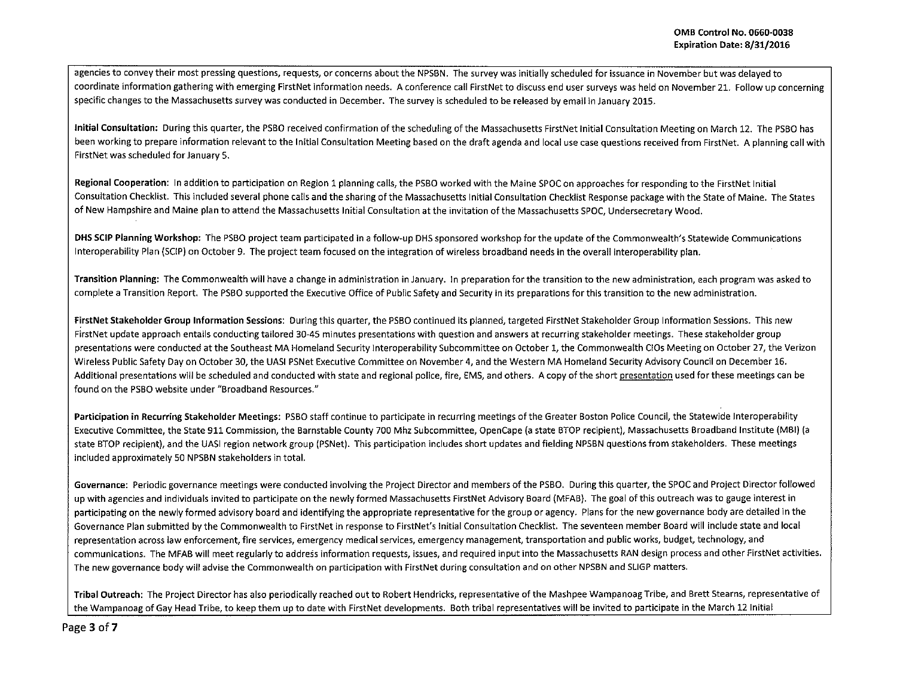agencies to convey their most pressing questions, requests, or concerns about the NPSBN. The survey was initially scheduled for issuance in November but was delayed to coordinate information gathering with emerging FirstNet information needs. A conference call FirstNet to discuss end user surveys was held on November 21. Follow up concerning specific changes to the Massachusetts survey was conducted in December. The survey is scheduled to be released by email in January 2015.

**Initial Consultation:** During this quarter, the PSBO received confirmation of the scheduling of the Massachusetts FirstNet Initial Consultation Meeting on March 12. The PSBO has been working to prepare information relevant to the Initial Consultation Meeting based on the draft agenda and local use case questions received from FirstNet. A planning call with FirstNet was scheduled for January 5.

**Regional Cooperation:** In addition to participation on Region 1 planning calls, the PSBO worked with the Maine SPOC on approaches for responding to the FirstNet Initial Consultation Checklist. This included several phone calls and the sharing of the Massachusetts Initial Consultation Checklist Response package with the State of Maine. The States of New Hampshire and Maine plan to attend the Massachusetts Initial Consultation at the invitation of the Massachusetts SPOC, Undersecretary Wood.

**DHS SCIP Planning Workshop:** The PSBO project team participated in a follow-up DHS sponsored workshop for the update of the Commonwealth's Statewide Communications Interoperability Plan (SCIP) on October 9. The project team focused on the integration of wireless broadband needs in the overall interoperability plan.

**Transition Planning:** The Commonwealth will have a change in administration in January. In preparation for the transition to the new administration, each program was asked to complete a Transition Report. The PSBO supported the Executive Office of Public Safety and Security in its preparations for this transition to the new administration.

**FirstNet Stakeholder Group Information Sessions:** During this quarter, the PSBO continued its planned, targeted FirstNet Stakeholder Group Information Sessions. This new FirstNet update approach entails conducting tailored 30-45 minutes presentations with question and answers at recurring stakeholder meetings. These stakeholder group presentations were conducted at the Southeast MA Homeland Security Interoperability Subcommittee on October 1, the Commonwealth CIOs Meeting on October 27, the Verizon Wireless Public Safety Day on October 30, the UASI PSNet Executive Committee on November 4, and the Western MA Homeland Security Advisory Council on December 16. Additional presentations will be scheduled and conducted with state and regional police, fire, EMS, and others. A copy of the short presentation used for these meetings can be found on the PSBO website under "Broadband Resources."

**Participation in Recurring Stakeholder Meetings:** PSBO staff continue to participate in recurring meetings of the Greater Boston Police Council, the Statewide Interoperability Executive Committee, the State 911 Commission, the Barnstable County 700 Mhz Subcommittee, OpenCape (a state BTOP recipient), Massachusetts Broadband Institute (MBI) (a state BTOP recipient), and the UASI region network group (PSNet). This participation includes short updates and fielding NPSBN questions from stakeholders. These meetings included approximately 50 NPSBN stakeholders in total.

**Governance:** Periodic governance meetings were conducted involving the Project Director and members of the PSBO. During this quarter, the SPOC and Project Director followed up with agencies and individuals invited to participate on the newly formed Massachusetts FirstNet Advisory Board (MFAB). The goal of this outreach was to gauge interest in participating on the newly formed advisory board and identifying the appropriate representative for the group or agency. Plans for the new governance body are detailed in the Governance Plan submitted by the Commonwealth to FirstNet in response to FirstNet's Initial Consultation Checklist. The seventeen member Board will include state and local representation across law enforcement, fire services, emergency medical services, emergency management, transportation and public works, budget, technology, and communications. The MFAB will meet regularly to address information requests, issues, and required input into the Massachusetts RAN design process and other FirstNet activities. The new governance body will advise the Commonwealth on participation with FirstNet during consultation and on other NPSBN and SLIGP matters.

**Tribal Outreach:** The Project Director has also periodically reached out to Robert Hendricks, representative of the Mashpee Wampanoag Tribe, and Brett Stearns, representative of the Wampanoag of Gay Head Tribe, to keep them up to date with FirstNet developments. Both tribal representatives will be invited to participate in the March 12 Initial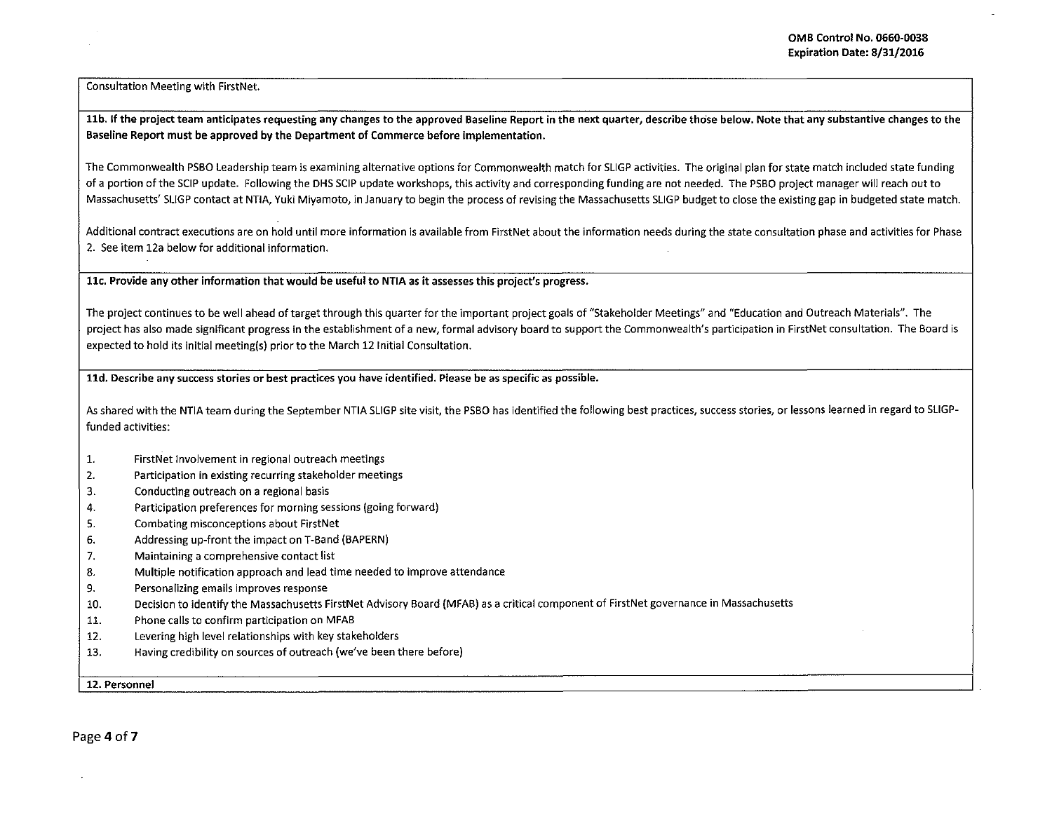Consultation Meeting with FirstNet.

**11b. If the project team anticipates requesting any changes to the approved Baseline Report in the next quarter, describe those below. Note that any substantive changes to the Baseline Report must be approved by the Department of Commerce before implementation.**

The Commonwealth PSBO Leadership team is examining alternative options for Commonwealth match for SLIGP activities. The original plan for state match included state funding of a portion of the SCIP update. Following the DHS SCIP update workshops, this activity and corresponding funding are not needed. The PSBO project manager will reach out to Massachusetts' SLIGP contact at NTIA, Yuki Miyamoto, in January to begin the process of revising the Massachusetts SLIGP budget to close the existing gap in budgeted state match.

Additional contract executions are on hold until more information is available from FirstNet about the information needs during the state consultation phase and activities for Phase 2. See item 12a below for additional information.

**11c. Provide any other information that would be useful to NTIA as it assesses this project's progress.**

The project continues to be well ahead of target through this quarter for the important project goals of "Stakeholder Meetings" and "Education and Outreach Materials". The project has also made significant progress in the establishment of a new, formal advisory board to support the Commonwealth's participation in FirstNet consultation. The Board is expected to hold its initial meeting(s) prior to the March 12 Initial Consultation.

**11d. Describe any success stories or best practices you have identified. Please be as specific as possible.**

As shared with the NTIA team during the September NTIA SLIGP site visit, the PSBO has identified the following best practices, success stories, or lessons learned in regard to SLIGP-funded activities:

1. FirstNet involvement in regional outreach meetings
2. Participation in existing recurring stakeholder meetings
3. Conducting outreach on a regional basis
4. Participation preferences for morning sessions (going forward)
5. Combating misconceptions about FirstNet
6. Addressing up-front the impact on T-Band (BAPERN)
7. Maintaining a comprehensive contact list
8. Multiple notification approach and lead time needed to improve attendance
9. Personalizing emails improves response
10. Decision to identify the Massachusetts FirstNet Advisory Board (MFAB) as a critical component of FirstNet governance in Massachusetts
11. Phone calls to confirm participation on MFAB
12. Levering high level relationships with key stakeholders
13. Having credibility on sources of outreach (we've been there before)

**12. Personnel**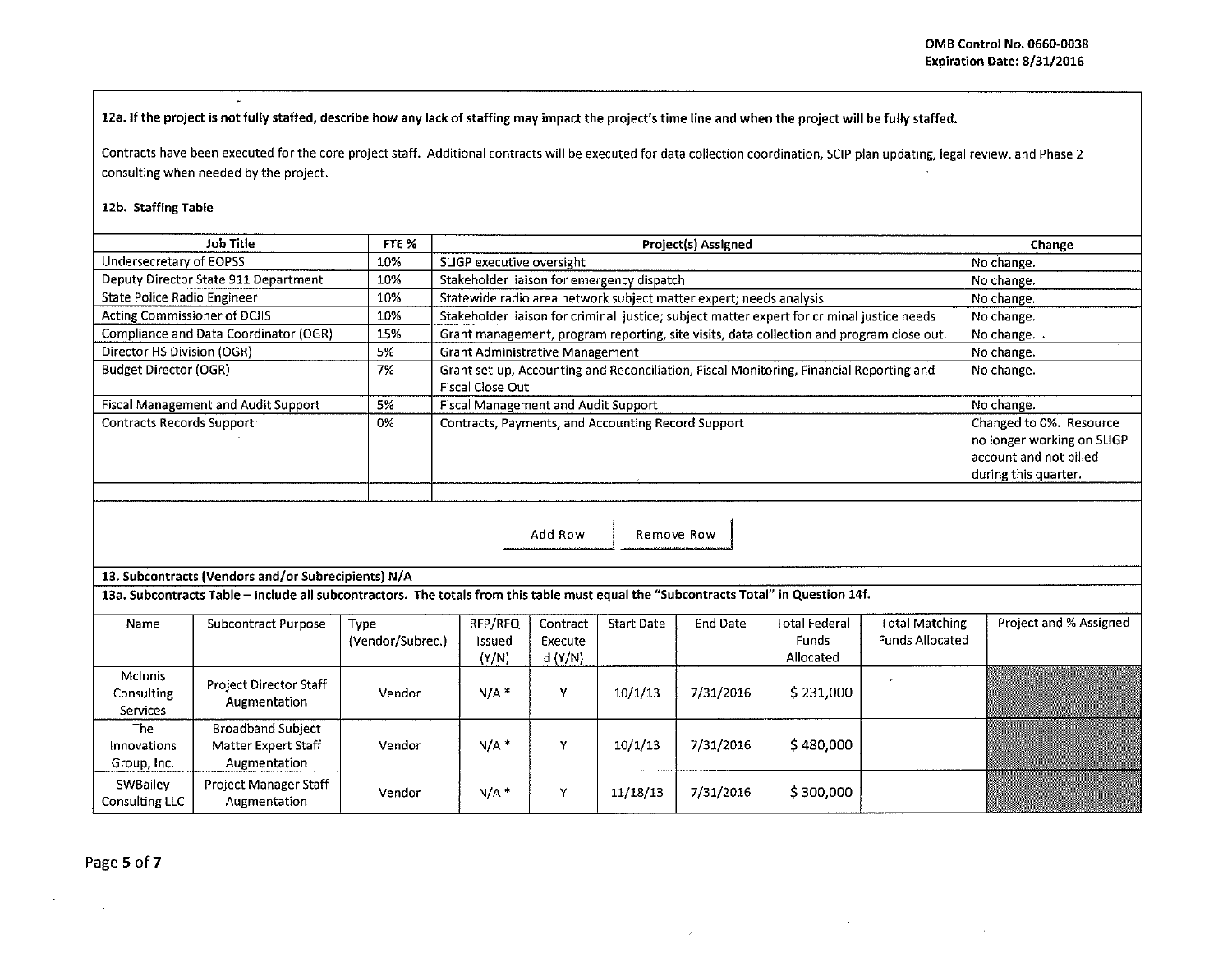**12a. If the project is not fully staffed, describe how any lack of staffing may impact the project's time line and when the project will be fully staffed.**

Contracts have been executed for the core project staff. Additional contracts will be executed for data collection coordination, SCIP plan updating, legal review, and Phase 2 consulting when needed by the project.

**12b. Staffing Table**

| Job Title | FTE % | Project(s) Assigned | Change |
|---|---|---|---|
| Undersecretary of EOPSS | 10% | SLIGP executive oversight | No change. |
| Deputy Director State 911 Department | 10% | Stakeholder liaison for emergency dispatch | No change. |
| State Police Radio Engineer | 10% | Statewide radio area network subject matter expert; needs analysis | No change. |
| Acting Commissioner of DCJIS | 10% | Stakeholder liaison for criminal justice; subject matter expert for criminal justice needs | No change. |
| Compliance and Data Coordinator (OGR) | 15% | Grant management, program reporting, site visits, data collection and program close out. | No change. |
| Director HS Division (OGR) | 5% | Grant Administrative Management | No change. |
| Budget Director (OGR) | 7% | Grant set-up, Accounting and Reconciliation, Fiscal Monitoring, Financial Reporting and Fiscal Close Out | No change. |
| Fiscal Management and Audit Support | 5% | Fiscal Management and Audit Support | No change. |
| Contracts Records Support | 0% | Contracts, Payments, and Accounting Record Support | Changed to 0%. Resource no longer working on SLIGP account and not billed during this quarter. |
| | | | |

**13. Subcontracts (Vendors and/or Subrecipients) N/A**

**13a. Subcontracts Table – Include all subcontractors. The totals from this table must equal the "Subcontracts Total" in Question 14f.**

| Name | Subcontract Purpose | Type (Vendor/Subrec.) | RFP/RFQ Issued (Y/N) | Contract Executed (Y/N) | Start Date | End Date | Total Federal Funds Allocated | Total Matching Funds Allocated | Project and % Assigned |
|---|---|---|---|---|---|---|---|---|---|
| McInnis Consulting Services | Project Director Staff Augmentation | Vendor | N/A * | Y | 10/1/13 | 7/31/2016 | $ 231,000 | | |
| The Innovations Group, Inc. | Broadband Subject Matter Expert Staff Augmentation | Vendor | N/A * | Y | 10/1/13 | 7/31/2016 | $ 480,000 | | |
| SWBailey Consulting LLC | Project Manager Staff Augmentation | Vendor | N/A * | Y | 11/18/13 | 7/31/2016 | $ 300,000 | | |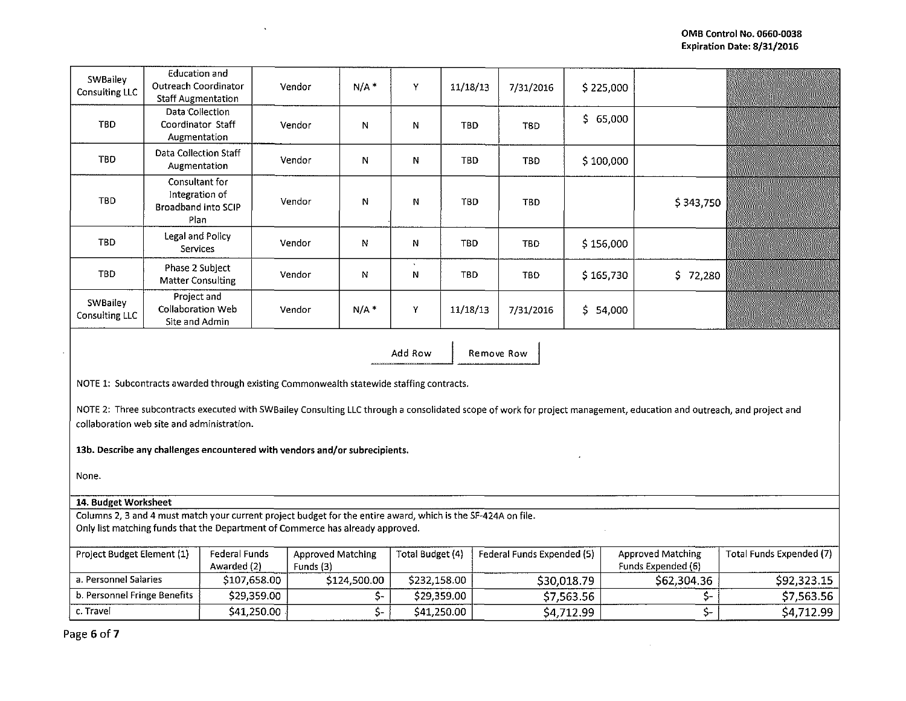| | | | | | | | | | |
|---|---|---|---|---|---|---|---|---|---|
| SWBailey Consulting LLC | Education and Outreach Coordinator Staff Augmentation | Vendor | N/A * | Y | 11/18/13 | 7/31/2016 | $ 225,000 | | |
| TBD | Data Collection Coordinator Staff Augmentation | Vendor | N | N | TBD | TBD | $ 65,000 | | |
| TBD | Data Collection Staff Augmentation | Vendor | N | N | TBD | TBD | $ 100,000 | | |
| TBD | Consultant for Integration of Broadband into SCIP Plan | Vendor | N | N | TBD | TBD | | $ 343,750 | |
| TBD | Legal and Policy Services | Vendor | N | N | TBD | TBD | $ 156,000 | | |
| TBD | Phase 2 Subject Matter Consulting | Vendor | N | N | TBD | TBD | $ 165,730 | $ 72,280 | |
| SWBailey Consulting LLC | Project and Collaboration Web Site and Admin | Vendor | N/A * | Y | 11/18/13 | 7/31/2016 | $ 54,000 | | |

Add Row | Remove Row

NOTE 1: Subcontracts awarded through existing Commonwealth statewide staffing contracts.

NOTE 2: Three subcontracts executed with SWBailey Consulting LLC through a consolidated scope of work for project management, education and outreach, and project and collaboration web site and administration.

**13b. Describe any challenges encountered with vendors and/or subrecipients.**

None.

**14. Budget Worksheet**

Columns 2, 3 and 4 must match your current project budget for the entire award, which is the SF-424A on file.
Only list matching funds that the Department of Commerce has already approved.

| Project Budget Element (1) | Federal Funds Awarded (2) | Approved Matching Funds (3) | Total Budget (4) | Federal Funds Expended (5) | Approved Matching Funds Expended (6) | Total Funds Expended (7) |
|---|---|---|---|---|---|---|
| a. Personnel Salaries | $107,658.00 | $124,500.00 | $232,158.00 | $30,018.79 | $62,304.36 | $92,323.15 |
| b. Personnel Fringe Benefits | $29,359.00 | $- | $29,359.00 | $7,563.56 | $- | $7,563.56 |
| c. Travel | $41,250.00 | $- | $41,250.00 | $4,712.99 | $- | $4,712.99 |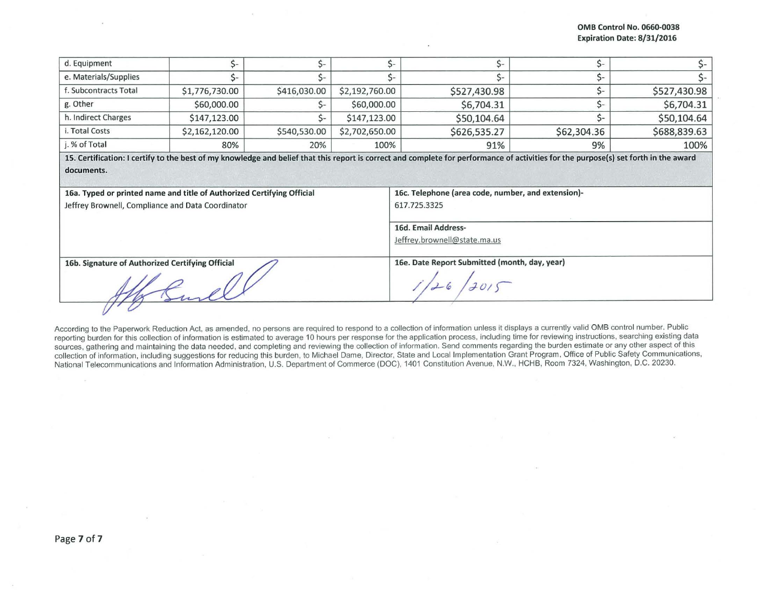OMB Control No. 0660-0038
Expiration Date: 8/31/2016

| | | | | | | |
|---|---|---|---|---|---|---|
| d. Equipment | $- | $- | $- | $- | $- | $- |
| e. Materials/Supplies | $- | $- | $- | $- | $- | $- |
| f. Subcontracts Total | $1,776,730.00 | $416,030.00 | $2,192,760.00 | $527,430.98 | $- | $527,430.98 |
| g. Other | $60,000.00 | $- | $60,000.00 | $6,704.31 | $- | $6,704.31 |
| h. Indirect Charges | $147,123.00 | $- | $147,123.00 | $50,104.64 | $- | $50,104.64 |
| i. Total Costs | $2,162,120.00 | $540,530.00 | $2,702,650.00 | $626,535.27 | $62,304.36 | $688,839.63 |
| j. % of Total | 80% | 20% | 100% | 91% | 9% | 100% |

**15. Certification: I certify to the best of my knowledge and belief that this report is correct and complete for performance of activities for the purpose(s) set forth in the award documents.**

| | |
|---|---|
| **16a. Typed or printed name and title of Authorized Certifying Official**<br>Jeffrey Brownell, Compliance and Data Coordinator | **16c. Telephone (area code, number, and extension)-**<br>617.725.3325 |
| | **16d. Email Address-**<br>Jeffrey.brownell@state.ma.us |
| **16b. Signature of Authorized Certifying Official**<br>Jeff Brownell | **16e. Date Report Submitted (month, day, year)**<br>1/26/2015 |

According to the Paperwork Reduction Act, as amended, no persons are required to respond to a collection of information unless it displays a currently valid OMB control number. Public reporting burden for this collection of information is estimated to average 10 hours per response for the application process, including time for reviewing instructions, searching existing data sources, gathering and maintaining the data needed, and completing and reviewing the collection of information. Send comments regarding the burden estimate or any other aspect of this collection of information, including suggestions for reducing this burden, to Michael Dame, Director, State and Local Implementation Grant Program, Office of Public Safety Communications, National Telecommunications and Information Administration, U.S. Department of Commerce (DOC), 1401 Constitution Avenue, N.W., HCHB, Room 7324, Washington, D.C. 20230.